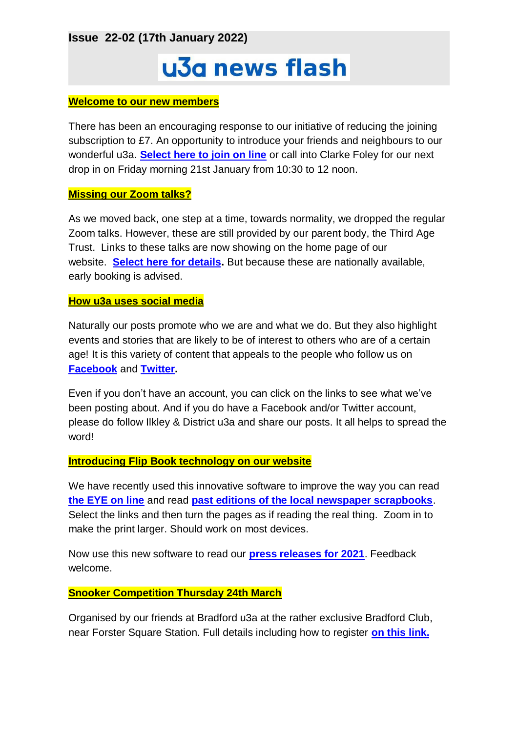**Issue 22-02 (17th January 2022)**

# u3a news flash

## Welcome to our new members

There has been an encouraging response to our initiative of reducing the joining subscription to £7. An opportunity to introduce your friends and neighbours to our wonderful u3a. **Select here to join on line** or call into Clarke Foley for our next drop in on Friday morning 21st January from 10:30 to 12 noon.

## Missing our Zoom talks?

As we moved back, one step at a time, towards normality, we dropped the regular Zoom talks. However, these are still provided by our parent body, the Third Age Trust. Links to these talks are now showing on the home page of our website. **Select here for details.** But because these are nationally available, early booking is advised.

## How u3a uses social media

Naturally our posts promote who we are and what we do. But they also highlight events and stories that are likely to be of interest to others who are of a certain age! It is this variety of content that appeals to the people who follow us on **Facebook** and **Twitter.**

Even if you don't have an account, you can click on the links to see what we've been posting about. And if you do have a Facebook and/or Twitter account, please do follow Ilkley & District u3a and share our posts. It all helps to spread the word!

## Introducing Flip Book technology on our website

We have recently used this innovative software to improve the way you can read **the EYE on line** and read **past editions of the local newspaper scrapbooks**. Select the links and then turn the pages as if reading the real thing. Zoom in to make the print larger. Should work on most devices.

Now use this new software to read our **press releases for 2021**. Feedback welcome.

## Snooker Competition Thursday 24th March

Organised by our friends at Bradford u3a at the rather exclusive Bradford Club, near Forster Square Station. Full details including how to register **on this link.**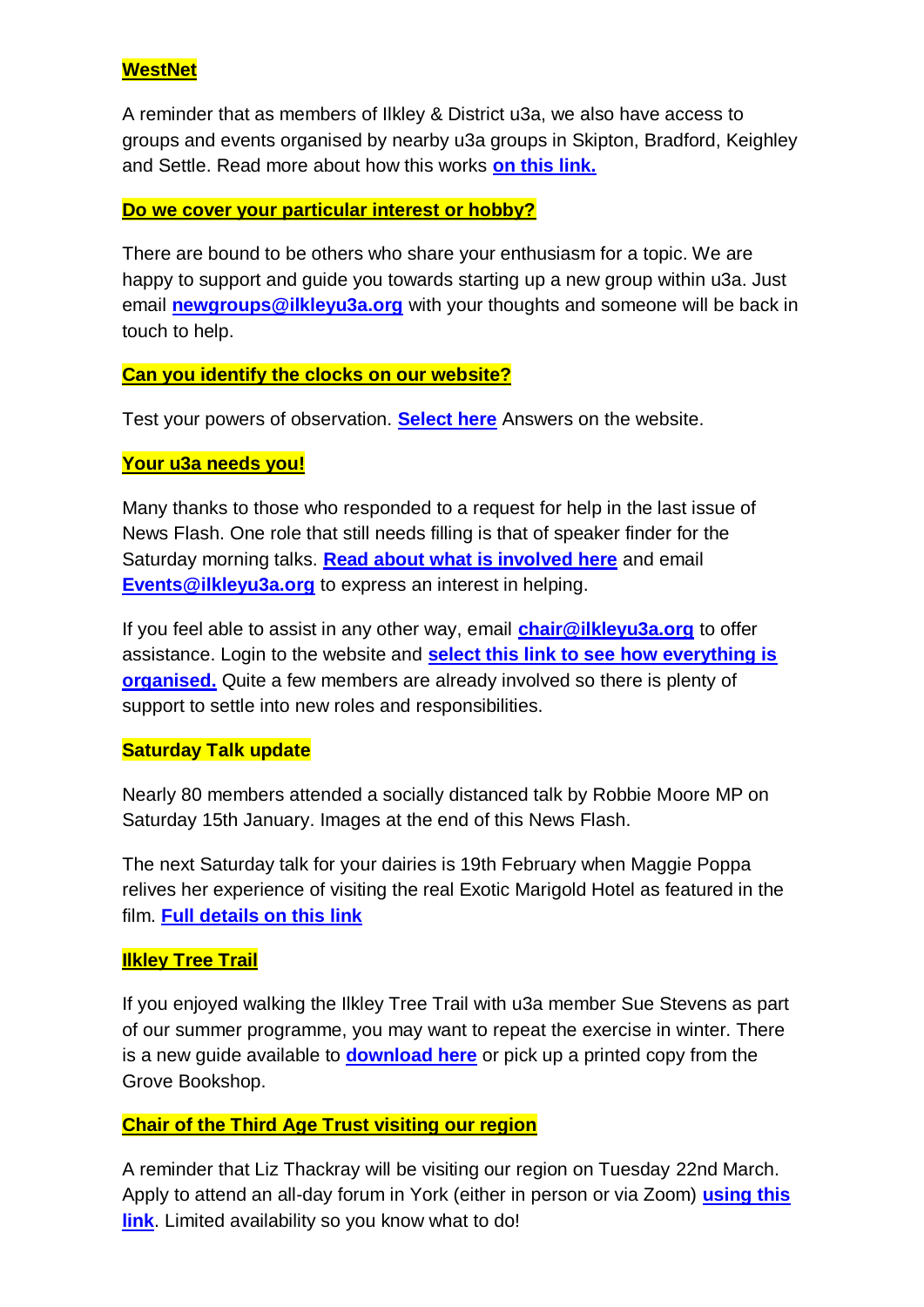**WestNet**

A reminder that as members of Ilkley & District u3a, we also have access to groups and events organised by nearby u3a groups in Skipton, Bradford, Keighley and Settle. Read more about how this works **on this link.**

**Do we cover your particular interest or hobby?**

There are bound to be others who share your enthusiasm for a topic. We are happy to support and guide you towards starting up a new group within u3a. Just email **newgroups@ilkleyu3a.org** with your thoughts and someone will be back in touch to help.

**Can you identify the clocks on our website?**

Test your powers of observation. **Select here** Answers on the website.

**Your u3a needs you!**

Many thanks to those who responded to a request for help in the last issue of News Flash. One role that still needs filling is that of speaker finder for the Saturday morning talks. **Read about what is involved here** and email **Events@ilkleyu3a.org** to express an interest in helping.

If you feel able to assist in any other way, email **chair@ilkleyu3a.org** to offer assistance. Login to the website and **select this link to see how everything is organised.** Quite a few members are already involved so there is plenty of support to settle into new roles and responsibilities.

**Saturday Talk update**

Nearly 80 members attended a socially distanced talk by Robbie Moore MP on Saturday 15th January. Images at the end of this News Flash.

The next Saturday talk for your dairies is 19th February when Maggie Poppa relives her experience of visiting the real Exotic Marigold Hotel as featured in the film. **Full details on this link**

**Ilkley Tree Trail**

If you enjoyed walking the Ilkley Tree Trail with u3a member Sue Stevens as part of our summer programme, you may want to repeat the exercise in winter. There is a new guide available to **download here** or pick up a printed copy from the Grove Bookshop.

**Chair of the Third Age Trust visiting our region**

A reminder that Liz Thackray will be visiting our region on Tuesday 22nd March. Apply to attend an all-day forum in York (either in person or via Zoom) **using this link**. Limited availability so you know what to do!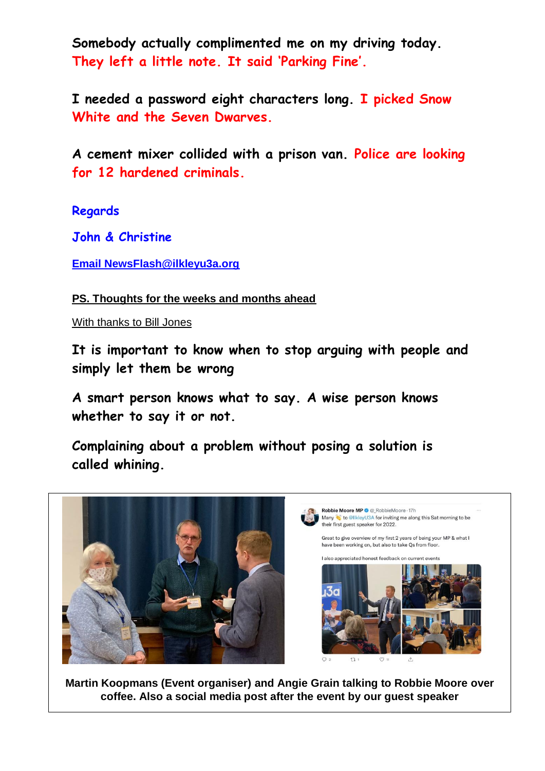**Somebody actually complimented me on my driving today. They left a little note. It said 'Parking Fine'.**

**I needed a password eight characters long. I picked Snow White and the Seven Dwarves.**

**A cement mixer collided with a prison van. Police are looking for 12 hardened criminals.**

**Regards**

**John & Christine**

**Email NewsFlash@ilkleyu3a.org**

**PS. Thoughts for the weeks and months ahead**

With thanks to Bill Jones

**It is important to know when to stop arguing with people and simply let them be wrong**

**A smart person knows what to say. A wise person knows whether to say it or not.**

**Complaining about a problem without posing a solution is called whining.**

**Martin Koopmans (Event organiser) and Angie Grain talking to Robbie Moore over coffee. Also a social media post after the event by our guest speaker**